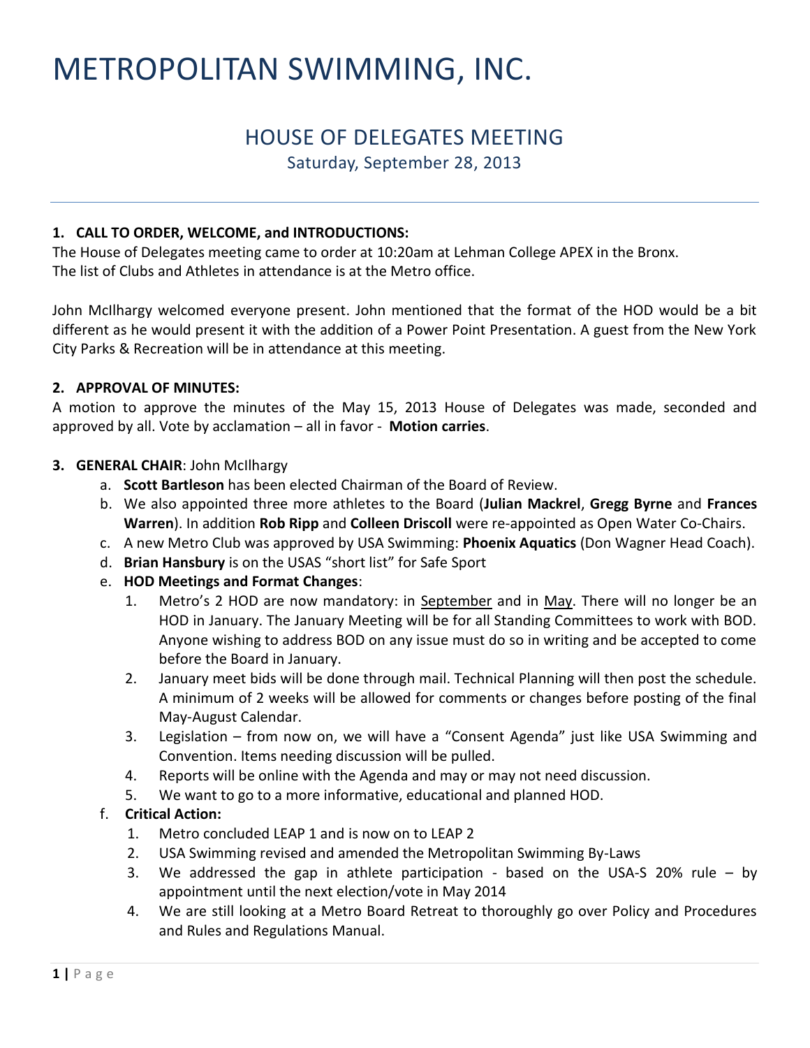# METROPOLITAN SWIMMING, INC.

## HOUSE OF DELEGATES MEETING

Saturday, September 28, 2013

---

**1. CALL TO ORDER, WELCOME, and INTRODUCTIONS:**

The House of Delegates meeting came to order at 10:20am at Lehman College APEX in the Bronx.
The list of Clubs and Athletes in attendance is at the Metro office.

John McIlhargy welcomed everyone present. John mentioned that the format of the HOD would be a bit different as he would present it with the addition of a Power Point Presentation. A guest from the New York City Parks & Recreation will be in attendance at this meeting.

**2. APPROVAL OF MINUTES:**

A motion to approve the minutes of the May 15, 2013 House of Delegates was made, seconded and approved by all. Vote by acclamation – all in favor - **Motion carries**.

**3. GENERAL CHAIR**: John McIlhargy

a. **Scott Bartleson** has been elected Chairman of the Board of Review.

b. We also appointed three more athletes to the Board (**Julian Mackrel**, **Gregg Byrne** and **Frances Warren**). In addition **Rob Ripp** and **Colleen Driscoll** were re-appointed as Open Water Co-Chairs.

c. A new Metro Club was approved by USA Swimming: **Phoenix Aquatics** (Don Wagner Head Coach).

d. **Brian Hansbury** is on the USAS "short list" for Safe Sport

e. **HOD Meetings and Format Changes**:

1. Metro's 2 HOD are now mandatory: in September and in May. There will no longer be an HOD in January. The January Meeting will be for all Standing Committees to work with BOD. Anyone wishing to address BOD on any issue must do so in writing and be accepted to come before the Board in January.
2. January meet bids will be done through mail. Technical Planning will then post the schedule. A minimum of 2 weeks will be allowed for comments or changes before posting of the final May-August Calendar.
3. Legislation – from now on, we will have a "Consent Agenda" just like USA Swimming and Convention. Items needing discussion will be pulled.
4. Reports will be online with the Agenda and may or may not need discussion.
5. We want to go to a more informative, educational and planned HOD.

f. **Critical Action:**

1. Metro concluded LEAP 1 and is now on to LEAP 2
2. USA Swimming revised and amended the Metropolitan Swimming By-Laws
3. We addressed the gap in athlete participation - based on the USA-S 20% rule – by appointment until the next election/vote in May 2014
4. We are still looking at a Metro Board Retreat to thoroughly go over Policy and Procedures and Rules and Regulations Manual.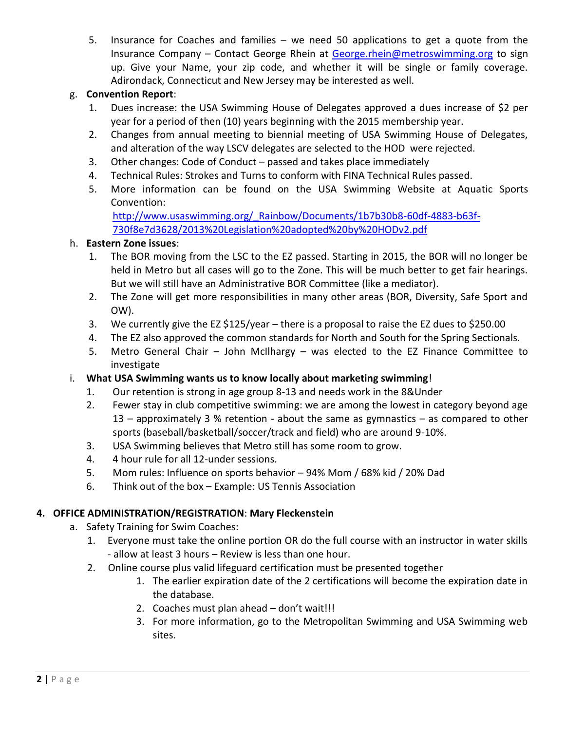5. Insurance for Coaches and families – we need 50 applications to get a quote from the Insurance Company – Contact George Rhein at George.rhein@metroswimming.org to sign up. Give your Name, your zip code, and whether it will be single or family coverage. Adirondack, Connecticut and New Jersey may be interested as well.

g. **Convention Report**:
   1. Dues increase: the USA Swimming House of Delegates approved a dues increase of $2 per year for a period of then (10) years beginning with the 2015 membership year.
   2. Changes from annual meeting to biennial meeting of USA Swimming House of Delegates, and alteration of the way LSCV delegates are selected to the HOD were rejected.
   3. Other changes: Code of Conduct – passed and takes place immediately
   4. Technical Rules: Strokes and Turns to conform with FINA Technical Rules passed.
   5. More information can be found on the USA Swimming Website at Aquatic Sports Convention: http://www.usaswimming.org/_Rainbow/Documents/1b7b30b8-60df-4883-b63f-730f8e7d3628/2013%20Legislation%20adopted%20by%20HODv2.pdf

h. **Eastern Zone issues**:
   1. The BOR moving from the LSC to the EZ passed. Starting in 2015, the BOR will no longer be held in Metro but all cases will go to the Zone. This will be much better to get fair hearings. But we will still have an Administrative BOR Committee (like a mediator).
   2. The Zone will get more responsibilities in many other areas (BOR, Diversity, Safe Sport and OW).
   3. We currently give the EZ $125/year – there is a proposal to raise the EZ dues to $250.00
   4. The EZ also approved the common standards for North and South for the Spring Sectionals.
   5. Metro General Chair – John McIlhargy – was elected to the EZ Finance Committee to investigate

i. **What USA Swimming wants us to know locally about marketing swimming**!
   1. Our retention is strong in age group 8-13 and needs work in the 8&Under
   2. Fewer stay in club competitive swimming: we are among the lowest in category beyond age 13 – approximately 3 % retention - about the same as gymnastics – as compared to other sports (baseball/basketball/soccer/track and field) who are around 9-10%.
   3. USA Swimming believes that Metro still has some room to grow.
   4. 4 hour rule for all 12-under sessions.
   5. Mom rules: Influence on sports behavior – 94% Mom / 68% kid / 20% Dad
   6. Think out of the box – Example: US Tennis Association

**4. OFFICE ADMINISTRATION/REGISTRATION**: **Mary Fleckenstein**

a. Safety Training for Swim Coaches:
   1. Everyone must take the online portion OR do the full course with an instructor in water skills - allow at least 3 hours – Review is less than one hour.
   2. Online course plus valid lifeguard certification must be presented together
      1. The earlier expiration date of the 2 certifications will become the expiration date in the database.
      2. Coaches must plan ahead – don't wait!!!
      3. For more information, go to the Metropolitan Swimming and USA Swimming web sites.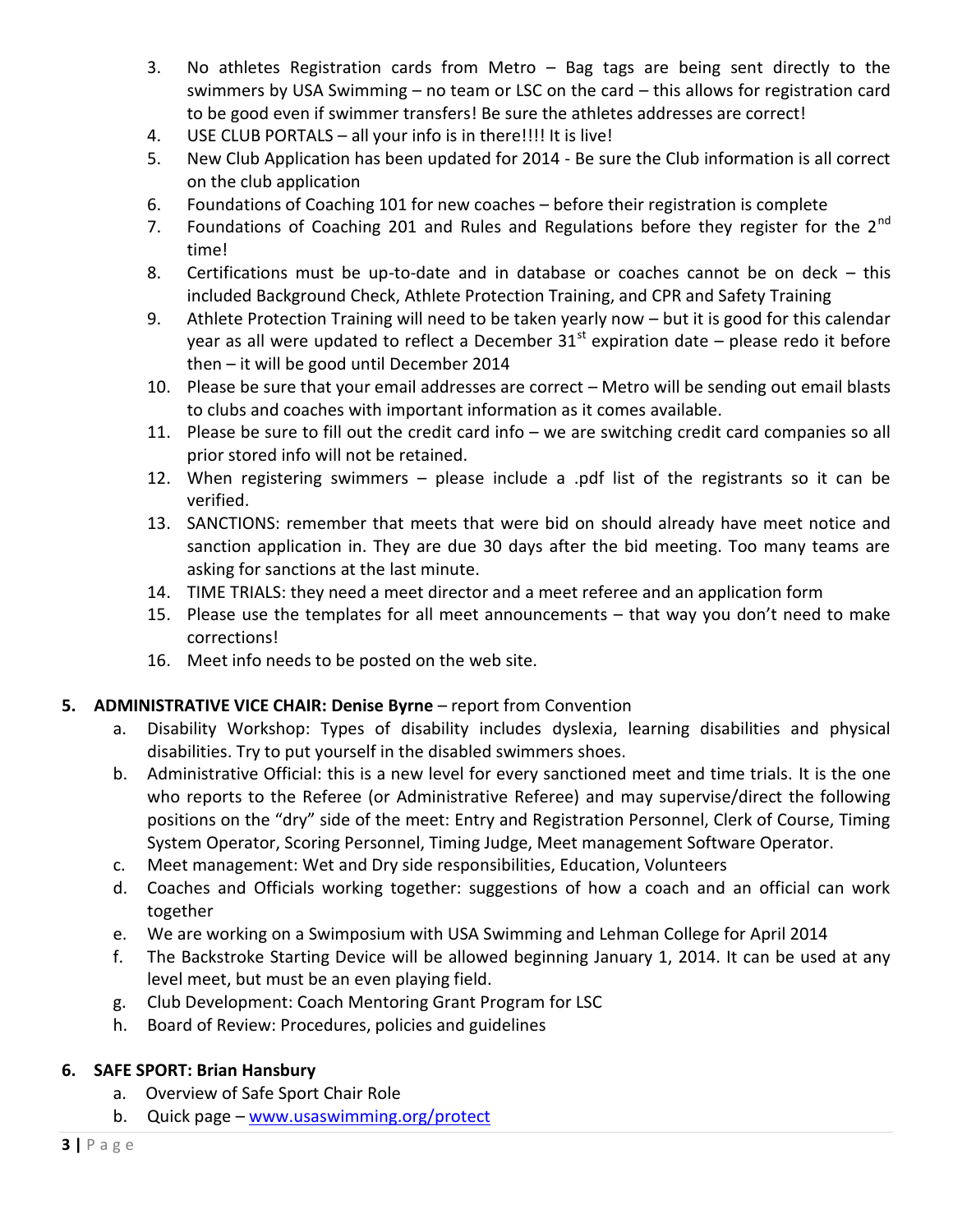3. No athletes Registration cards from Metro – Bag tags are being sent directly to the swimmers by USA Swimming – no team or LSC on the card – this allows for registration card to be good even if swimmer transfers! Be sure the athletes addresses are correct!
4. USE CLUB PORTALS – all your info is in there!!!! It is live!
5. New Club Application has been updated for 2014 - Be sure the Club information is all correct on the club application
6. Foundations of Coaching 101 for new coaches – before their registration is complete
7. Foundations of Coaching 201 and Rules and Regulations before they register for the 2nd time!
8. Certifications must be up-to-date and in database or coaches cannot be on deck – this included Background Check, Athlete Protection Training, and CPR and Safety Training
9. Athlete Protection Training will need to be taken yearly now – but it is good for this calendar year as all were updated to reflect a December 31st expiration date – please redo it before then – it will be good until December 2014
10. Please be sure that your email addresses are correct – Metro will be sending out email blasts to clubs and coaches with important information as it comes available.
11. Please be sure to fill out the credit card info – we are switching credit card companies so all prior stored info will not be retained.
12. When registering swimmers – please include a .pdf list of the registrants so it can be verified.
13. SANCTIONS: remember that meets that were bid on should already have meet notice and sanction application in. They are due 30 days after the bid meeting. Too many teams are asking for sanctions at the last minute.
14. TIME TRIALS: they need a meet director and a meet referee and an application form
15. Please use the templates for all meet announcements – that way you don't need to make corrections!
16. Meet info needs to be posted on the web site.

**5. ADMINISTRATIVE VICE CHAIR: Denise Byrne** – report from Convention

a. Disability Workshop: Types of disability includes dyslexia, learning disabilities and physical disabilities. Try to put yourself in the disabled swimmers shoes.
b. Administrative Official: this is a new level for every sanctioned meet and time trials. It is the one who reports to the Referee (or Administrative Referee) and may supervise/direct the following positions on the "dry" side of the meet: Entry and Registration Personnel, Clerk of Course, Timing System Operator, Scoring Personnel, Timing Judge, Meet management Software Operator.
c. Meet management: Wet and Dry side responsibilities, Education, Volunteers
d. Coaches and Officials working together: suggestions of how a coach and an official can work together
e. We are working on a Swimposium with USA Swimming and Lehman College for April 2014
f. The Backstroke Starting Device will be allowed beginning January 1, 2014. It can be used at any level meet, but must be an even playing field.
g. Club Development: Coach Mentoring Grant Program for LSC
h. Board of Review: Procedures, policies and guidelines

**6. SAFE SPORT: Brian Hansbury**

a. Overview of Safe Sport Chair Role
b. Quick page – [www.usaswimming.org/protect](http://www.usaswimming.org/protect)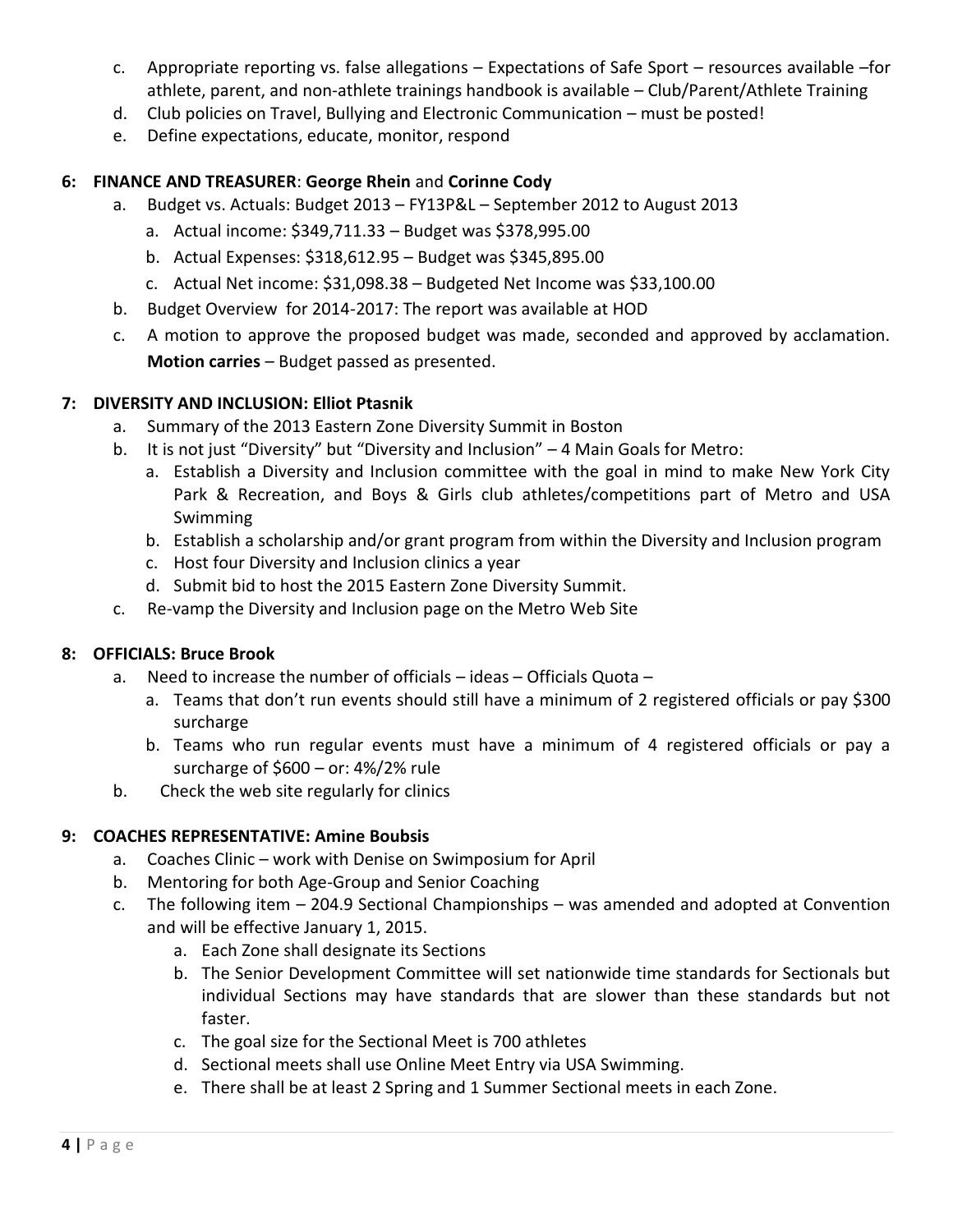c. Appropriate reporting vs. false allegations – Expectations of Safe Sport – resources available –for athlete, parent, and non-athlete trainings handbook is available – Club/Parent/Athlete Training
d. Club policies on Travel, Bullying and Electronic Communication – must be posted!
e. Define expectations, educate, monitor, respond

**6: FINANCE AND TREASURER**: **George Rhein** and **Corinne Cody**

a. Budget vs. Actuals: Budget 2013 – FY13P&L – September 2012 to August 2013
   a. Actual income: $349,711.33 – Budget was $378,995.00
   b. Actual Expenses: $318,612.95 – Budget was $345,895.00
   c. Actual Net income: $31,098.38 – Budgeted Net Income was $33,100.00
b. Budget Overview for 2014-2017: The report was available at HOD
c. A motion to approve the proposed budget was made, seconded and approved by acclamation. **Motion carries** – Budget passed as presented.

**7: DIVERSITY AND INCLUSION: Elliot Ptasnik**

a. Summary of the 2013 Eastern Zone Diversity Summit in Boston
b. It is not just "Diversity" but "Diversity and Inclusion" – 4 Main Goals for Metro:
   a. Establish a Diversity and Inclusion committee with the goal in mind to make New York City Park & Recreation, and Boys & Girls club athletes/competitions part of Metro and USA Swimming
   b. Establish a scholarship and/or grant program from within the Diversity and Inclusion program
   c. Host four Diversity and Inclusion clinics a year
   d. Submit bid to host the 2015 Eastern Zone Diversity Summit.
c. Re-vamp the Diversity and Inclusion page on the Metro Web Site

**8: OFFICIALS: Bruce Brook**

a. Need to increase the number of officials – ideas – Officials Quota –
   a. Teams that don't run events should still have a minimum of 2 registered officials or pay $300 surcharge
   b. Teams who run regular events must have a minimum of 4 registered officials or pay a surcharge of $600 – or: 4%/2% rule
b. Check the web site regularly for clinics

**9: COACHES REPRESENTATIVE: Amine Boubsis**

a. Coaches Clinic – work with Denise on Swimposium for April
b. Mentoring for both Age-Group and Senior Coaching
c. The following item – 204.9 Sectional Championships – was amended and adopted at Convention and will be effective January 1, 2015.
   a. Each Zone shall designate its Sections
   b. The Senior Development Committee will set nationwide time standards for Sectionals but individual Sections may have standards that are slower than these standards but not faster.
   c. The goal size for the Sectional Meet is 700 athletes
   d. Sectional meets shall use Online Meet Entry via USA Swimming.
   e. There shall be at least 2 Spring and 1 Summer Sectional meets in each Zone.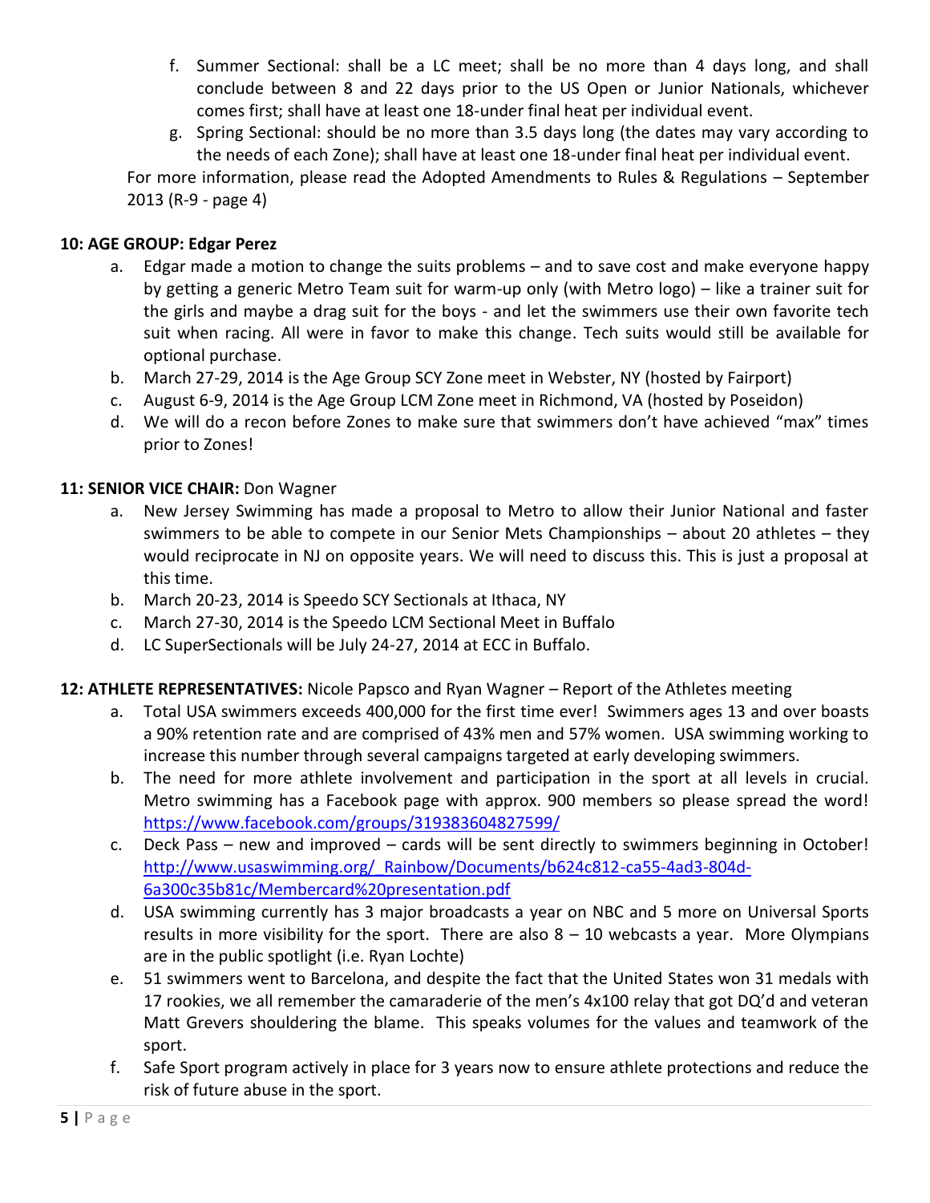f. Summer Sectional: shall be a LC meet; shall be no more than 4 days long, and shall conclude between 8 and 22 days prior to the US Open or Junior Nationals, whichever comes first; shall have at least one 18-under final heat per individual event.

g. Spring Sectional: should be no more than 3.5 days long (the dates may vary according to the needs of each Zone); shall have at least one 18-under final heat per individual event.

For more information, please read the Adopted Amendments to Rules & Regulations – September 2013 (R-9 - page 4)

**10: AGE GROUP: Edgar Perez**

a. Edgar made a motion to change the suits problems – and to save cost and make everyone happy by getting a generic Metro Team suit for warm-up only (with Metro logo) – like a trainer suit for the girls and maybe a drag suit for the boys - and let the swimmers use their own favorite tech suit when racing. All were in favor to make this change. Tech suits would still be available for optional purchase.
b. March 27-29, 2014 is the Age Group SCY Zone meet in Webster, NY (hosted by Fairport)
c. August 6-9, 2014 is the Age Group LCM Zone meet in Richmond, VA (hosted by Poseidon)
d. We will do a recon before Zones to make sure that swimmers don't have achieved "max" times prior to Zones!

**11: SENIOR VICE CHAIR:** Don Wagner

a. New Jersey Swimming has made a proposal to Metro to allow their Junior National and faster swimmers to be able to compete in our Senior Mets Championships – about 20 athletes – they would reciprocate in NJ on opposite years. We will need to discuss this. This is just a proposal at this time.
b. March 20-23, 2014 is Speedo SCY Sectionals at Ithaca, NY
c. March 27-30, 2014 is the Speedo LCM Sectional Meet in Buffalo
d. LC SuperSectionals will be July 24-27, 2014 at ECC in Buffalo.

**12: ATHLETE REPRESENTATIVES:** Nicole Papsco and Ryan Wagner – Report of the Athletes meeting

a. Total USA swimmers exceeds 400,000 for the first time ever! Swimmers ages 13 and over boasts a 90% retention rate and are comprised of 43% men and 57% women. USA swimming working to increase this number through several campaigns targeted at early developing swimmers.
b. The need for more athlete involvement and participation in the sport at all levels in crucial. Metro swimming has a Facebook page with approx. 900 members so please spread the word! https://www.facebook.com/groups/319383604827599/
c. Deck Pass – new and improved – cards will be sent directly to swimmers beginning in October! http://www.usaswimming.org/_Rainbow/Documents/b624c812-ca55-4ad3-804d-6a300c35b81c/Membercard%20presentation.pdf
d. USA swimming currently has 3 major broadcasts a year on NBC and 5 more on Universal Sports results in more visibility for the sport. There are also 8 – 10 webcasts a year. More Olympians are in the public spotlight (i.e. Ryan Lochte)
e. 51 swimmers went to Barcelona, and despite the fact that the United States won 31 medals with 17 rookies, we all remember the camaraderie of the men's 4x100 relay that got DQ'd and veteran Matt Grevers shouldering the blame. This speaks volumes for the values and teamwork of the sport.
f. Safe Sport program actively in place for 3 years now to ensure athlete protections and reduce the risk of future abuse in the sport.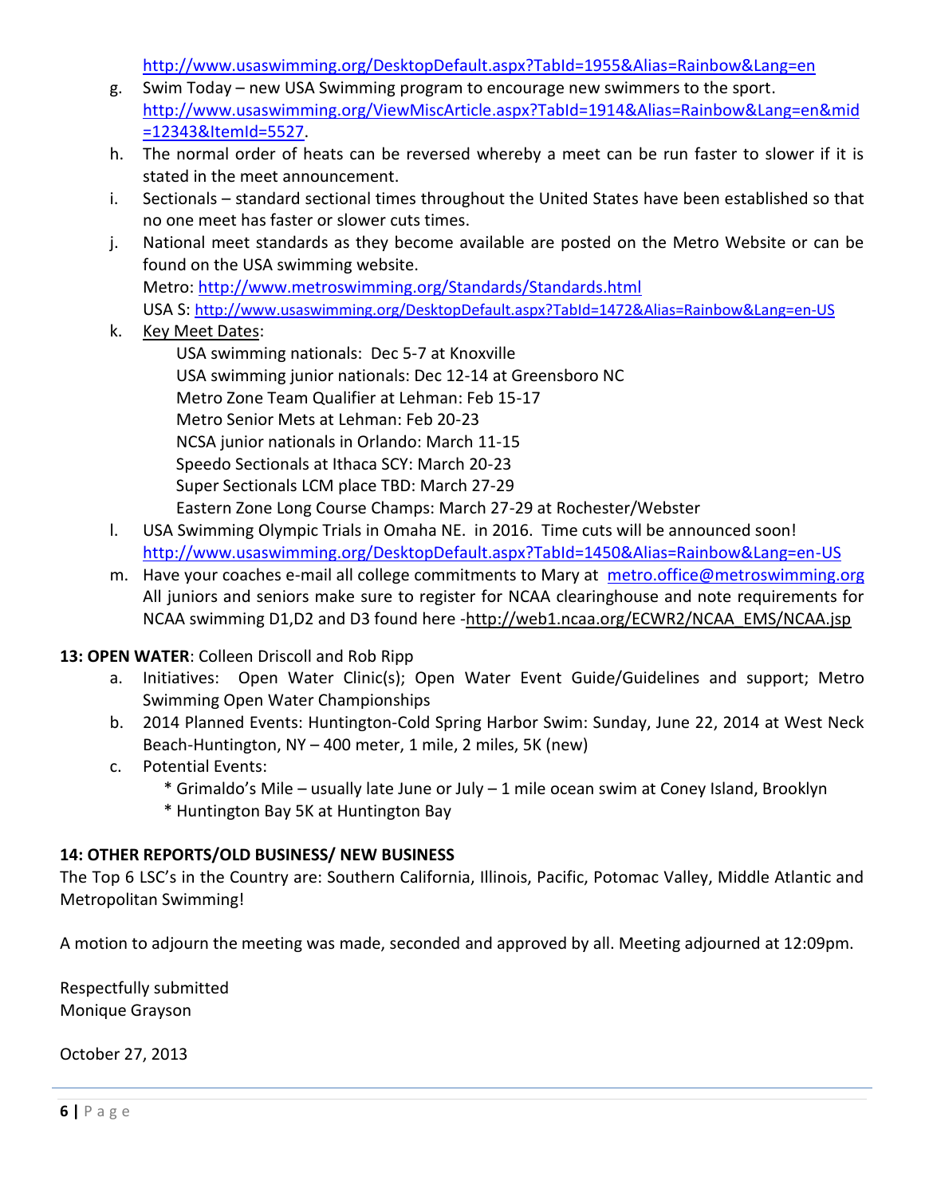http://www.usaswimming.org/DesktopDefault.aspx?TabId=1955&Alias=Rainbow&Lang=en

g. Swim Today – new USA Swimming program to encourage new swimmers to the sport. http://www.usaswimming.org/ViewMiscArticle.aspx?TabId=1914&Alias=Rainbow&Lang=en&mid=12343&ItemId=5527.
h. The normal order of heats can be reversed whereby a meet can be run faster to slower if it is stated in the meet announcement.
i. Sectionals – standard sectional times throughout the United States have been established so that no one meet has faster or slower cuts times.
j. National meet standards as they become available are posted on the Metro Website or can be found on the USA swimming website.
   Metro: http://www.metroswimming.org/Standards/Standards.html
   USA S: http://www.usaswimming.org/DesktopDefault.aspx?TabId=1472&Alias=Rainbow&Lang=en-US
k. <u>Key Meet Dates</u>:
   - USA swimming nationals: Dec 5-7 at Knoxville
   - USA swimming junior nationals: Dec 12-14 at Greensboro NC
   - Metro Zone Team Qualifier at Lehman: Feb 15-17
   - Metro Senior Mets at Lehman: Feb 20-23
   - NCSA junior nationals in Orlando: March 11-15
   - Speedo Sectionals at Ithaca SCY: March 20-23
   - Super Sectionals LCM place TBD: March 27-29
   - Eastern Zone Long Course Champs: March 27-29 at Rochester/Webster
l. USA Swimming Olympic Trials in Omaha NE. in 2016. Time cuts will be announced soon! http://www.usaswimming.org/DesktopDefault.aspx?TabId=1450&Alias=Rainbow&Lang=en-US
m. Have your coaches e-mail all college commitments to Mary at metro.office@metroswimming.org All juniors and seniors make sure to register for NCAA clearinghouse and note requirements for NCAA swimming D1,D2 and D3 found here -http://web1.ncaa.org/ECWR2/NCAA_EMS/NCAA.jsp

**13: OPEN WATER**: Colleen Driscoll and Rob Ripp

a. Initiatives: Open Water Clinic(s); Open Water Event Guide/Guidelines and support; Metro Swimming Open Water Championships
b. 2014 Planned Events: Huntington-Cold Spring Harbor Swim: Sunday, June 22, 2014 at West Neck Beach-Huntington, NY – 400 meter, 1 mile, 2 miles, 5K (new)
c. Potential Events:
   * Grimaldo's Mile – usually late June or July – 1 mile ocean swim at Coney Island, Brooklyn
   * Huntington Bay 5K at Huntington Bay

**14: OTHER REPORTS/OLD BUSINESS/ NEW BUSINESS**

The Top 6 LSC's in the Country are: Southern California, Illinois, Pacific, Potomac Valley, Middle Atlantic and Metropolitan Swimming!

A motion to adjourn the meeting was made, seconded and approved by all. Meeting adjourned at 12:09pm.

Respectfully submitted
Monique Grayson

October 27, 2013